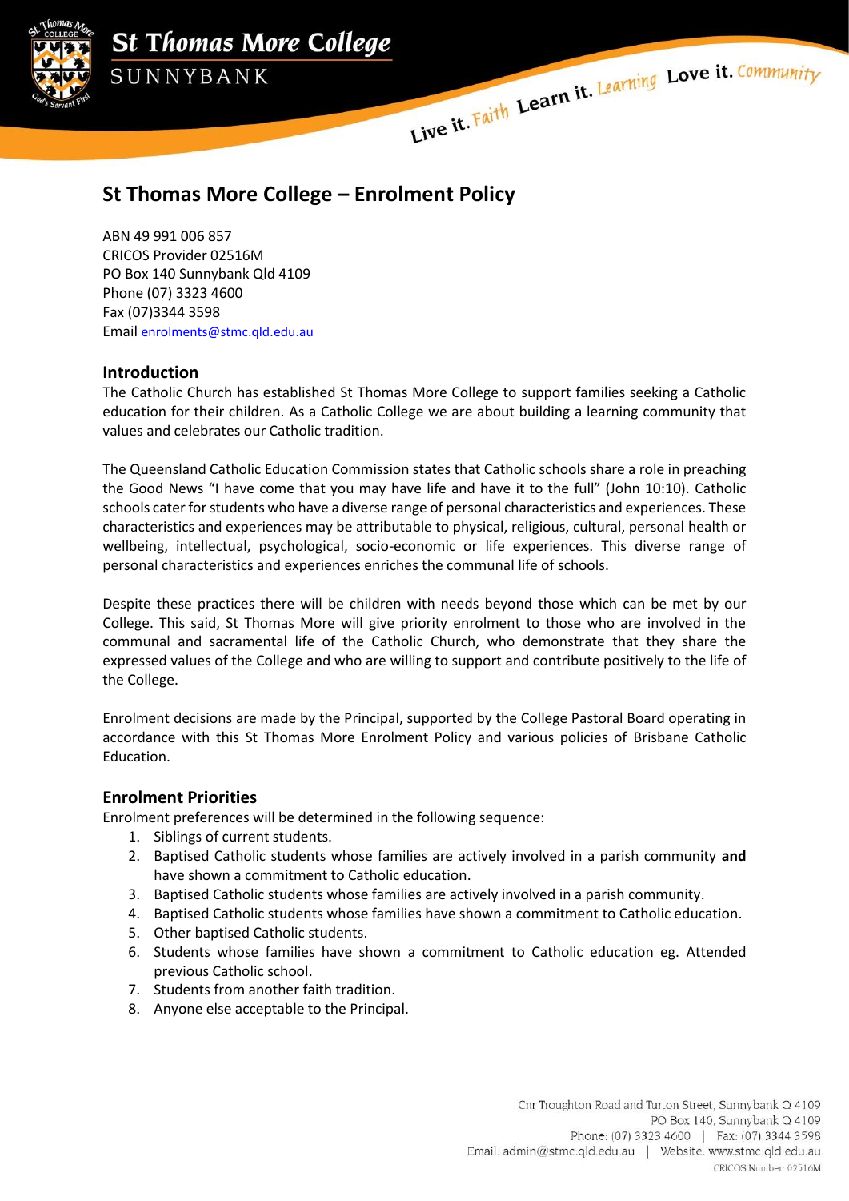# St Thomas More College – Enrolment Policy

ABN 49 991 006 857
CRICOS Provider 02516M
PO Box 140 Sunnybank Qld 4109
Phone (07) 3323 4600
Fax (07)3344 3598
Email enrolments@stmc.qld.edu.au

## Introduction

The Catholic Church has established St Thomas More College to support families seeking a Catholic education for their children. As a Catholic College we are about building a learning community that values and celebrates our Catholic tradition.

The Queensland Catholic Education Commission states that Catholic schools share a role in preaching the Good News "I have come that you may have life and have it to the full" (John 10:10). Catholic schools cater for students who have a diverse range of personal characteristics and experiences. These characteristics and experiences may be attributable to physical, religious, cultural, personal health or wellbeing, intellectual, psychological, socio-economic or life experiences. This diverse range of personal characteristics and experiences enriches the communal life of schools.

Despite these practices there will be children with needs beyond those which can be met by our College. This said, St Thomas More will give priority enrolment to those who are involved in the communal and sacramental life of the Catholic Church, who demonstrate that they share the expressed values of the College and who are willing to support and contribute positively to the life of the College.

Enrolment decisions are made by the Principal, supported by the College Pastoral Board operating in accordance with this St Thomas More Enrolment Policy and various policies of Brisbane Catholic Education.

## Enrolment Priorities

Enrolment preferences will be determined in the following sequence:

1. Siblings of current students.
2. Baptised Catholic students whose families are actively involved in a parish community **and** have shown a commitment to Catholic education.
3. Baptised Catholic students whose families are actively involved in a parish community.
4. Baptised Catholic students whose families have shown a commitment to Catholic education.
5. Other baptised Catholic students.
6. Students whose families have shown a commitment to Catholic education eg. Attended previous Catholic school.
7. Students from another faith tradition.
8. Anyone else acceptable to the Principal.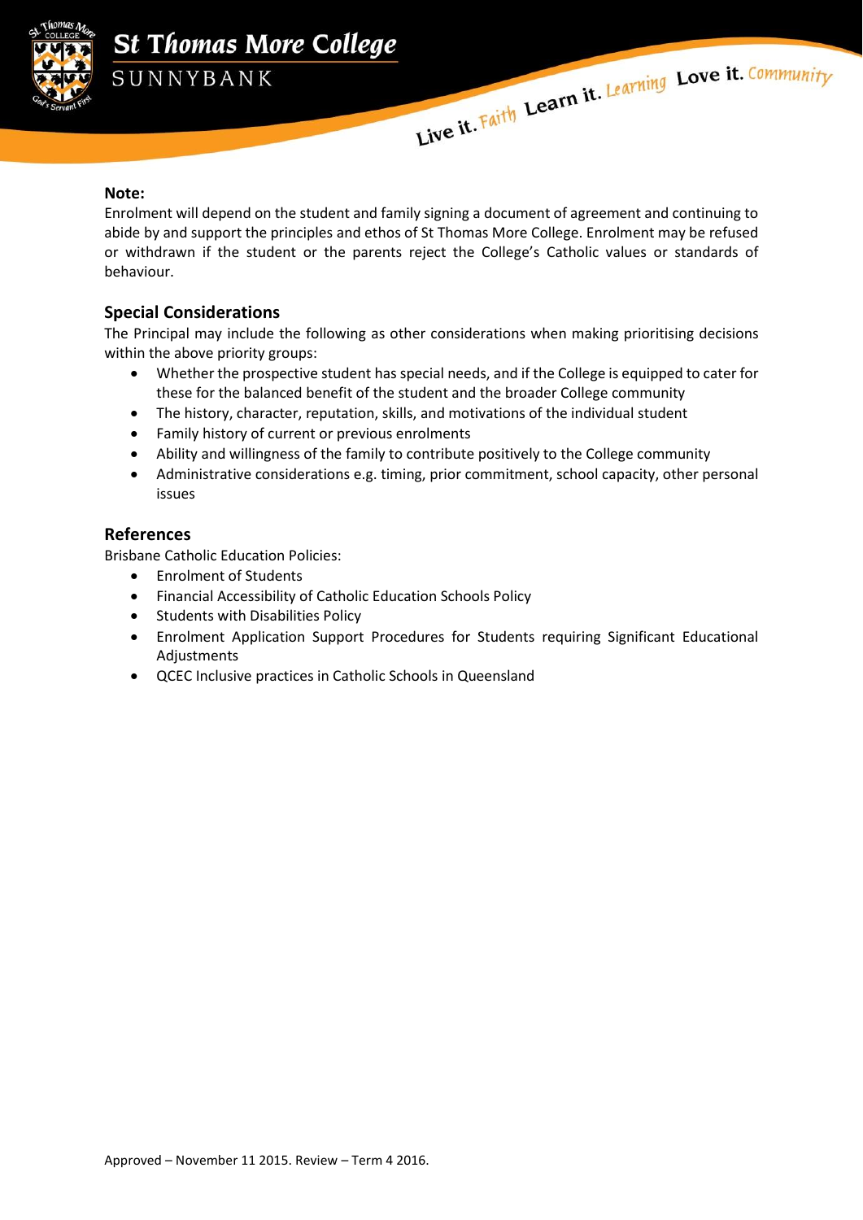**Note:**
Enrolment will depend on the student and family signing a document of agreement and continuing to abide by and support the principles and ethos of St Thomas More College. Enrolment may be refused or withdrawn if the student or the parents reject the College's Catholic values or standards of behaviour.

## Special Considerations

The Principal may include the following as other considerations when making prioritising decisions within the above priority groups:

- Whether the prospective student has special needs, and if the College is equipped to cater for these for the balanced benefit of the student and the broader College community
- The history, character, reputation, skills, and motivations of the individual student
- Family history of current or previous enrolments
- Ability and willingness of the family to contribute positively to the College community
- Administrative considerations e.g. timing, prior commitment, school capacity, other personal issues

## References

Brisbane Catholic Education Policies:

- Enrolment of Students
- Financial Accessibility of Catholic Education Schools Policy
- Students with Disabilities Policy
- Enrolment Application Support Procedures for Students requiring Significant Educational Adjustments
- QCEC Inclusive practices in Catholic Schools in Queensland

Approved – November 11 2015. Review – Term 4 2016.